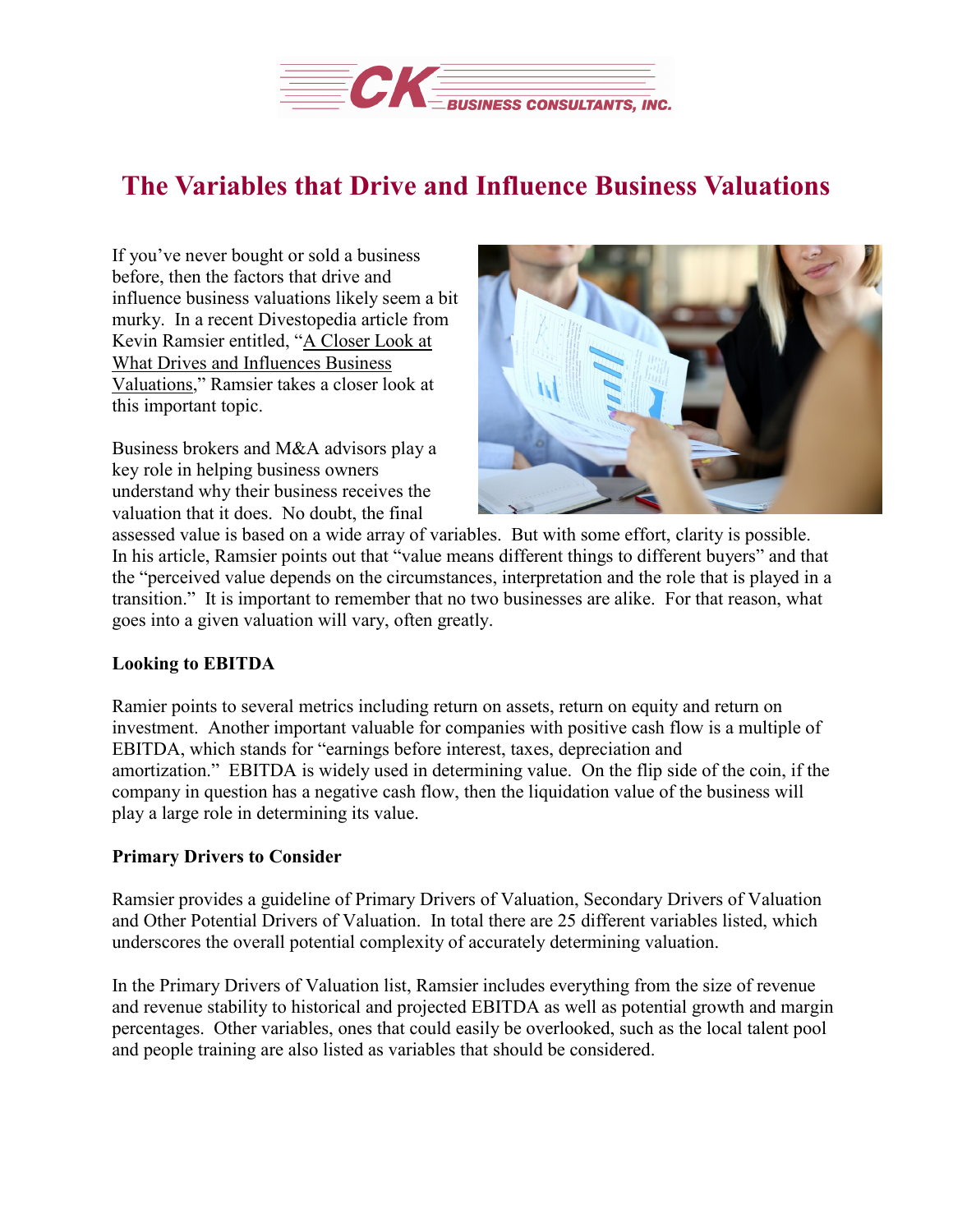# The Variables that Drive and Influence Business Valuations

If you've never bought or sold a business before, then the factors that drive and influence business valuations likely seem a bit murky. In a recent Divestopedia article from Kevin Ramsier entitled, "A Closer Look at What Drives and Influences Business Valuations," Ramsier takes a closer look at this important topic.

Business brokers and M&A advisors play a key role in helping business owners understand why their business receives the valuation that it does. No doubt, the final assessed value is based on a wide array of variables. But with some effort, clarity is possible. In his article, Ramsier points out that "value means different things to different buyers" and that the "perceived value depends on the circumstances, interpretation and the role that is played in a transition." It is important to remember that no two businesses are alike. For that reason, what goes into a given valuation will vary, often greatly.

**Looking to EBITDA**

Ramier points to several metrics including return on assets, return on equity and return on investment. Another important valuable for companies with positive cash flow is a multiple of EBITDA, which stands for "earnings before interest, taxes, depreciation and amortization." EBITDA is widely used in determining value. On the flip side of the coin, if the company in question has a negative cash flow, then the liquidation value of the business will play a large role in determining its value.

**Primary Drivers to Consider**

Ramsier provides a guideline of Primary Drivers of Valuation, Secondary Drivers of Valuation and Other Potential Drivers of Valuation. In total there are 25 different variables listed, which underscores the overall potential complexity of accurately determining valuation.

In the Primary Drivers of Valuation list, Ramsier includes everything from the size of revenue and revenue stability to historical and projected EBITDA as well as potential growth and margin percentages. Other variables, ones that could easily be overlooked, such as the local talent pool and people training are also listed as variables that should be considered.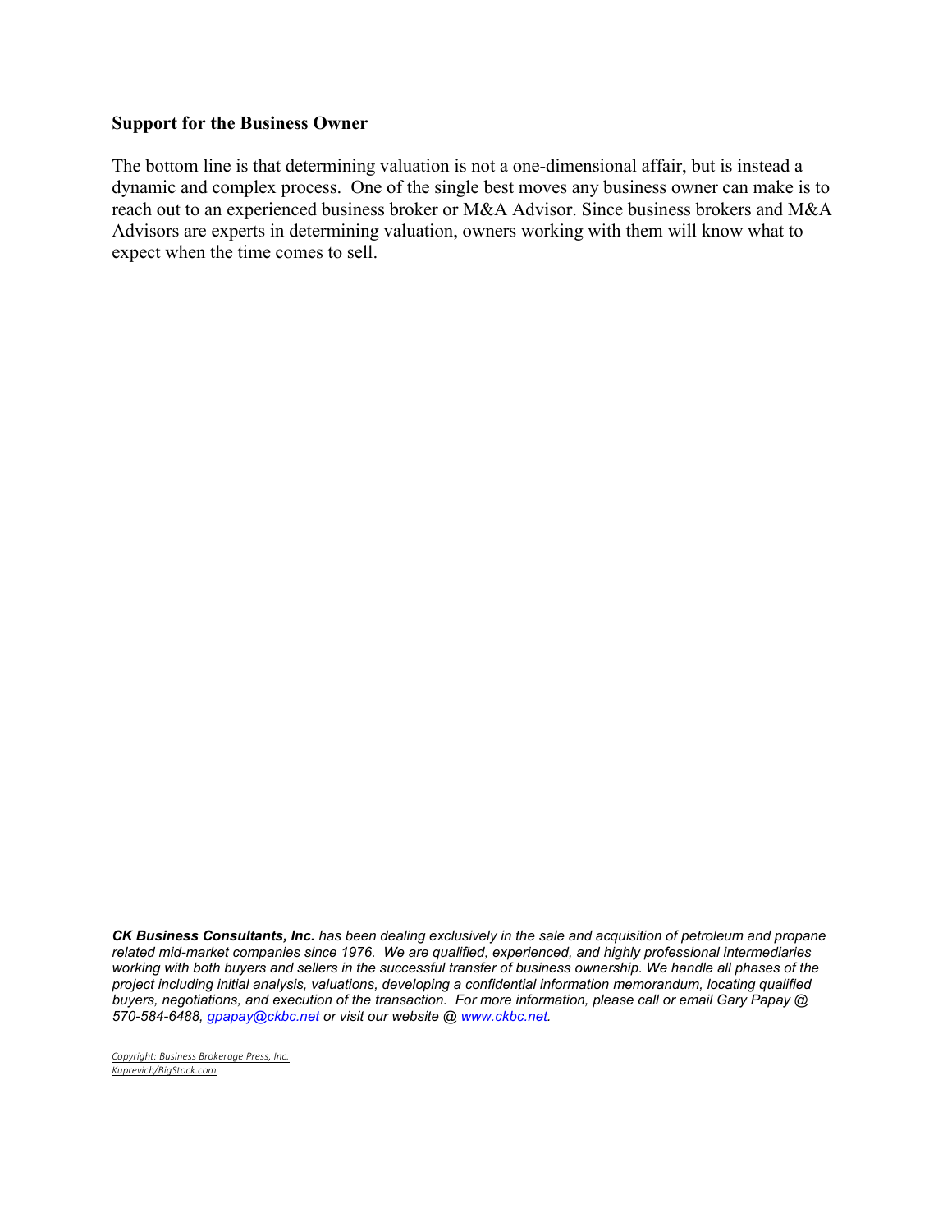**Support for the Business Owner**

The bottom line is that determining valuation is not a one-dimensional affair, but is instead a dynamic and complex process. One of the single best moves any business owner can make is to reach out to an experienced business broker or M&A Advisor. Since business brokers and M&A Advisors are experts in determining valuation, owners working with them will know what to expect when the time comes to sell.

***CK Business Consultants, Inc.*** *has been dealing exclusively in the sale and acquisition of petroleum and propane related mid-market companies since 1976. We are qualified, experienced, and highly professional intermediaries working with both buyers and sellers in the successful transfer of business ownership. We handle all phases of the project including initial analysis, valuations, developing a confidential information memorandum, locating qualified buyers, negotiations, and execution of the transaction. For more information, please call or email Gary Papay @ 570-584-6488, gpapay@ckbc.net or visit our website @ www.ckbc.net.*

*Copyright: Business Brokerage Press, Inc.*
*Kuprevich/BigStock.com*